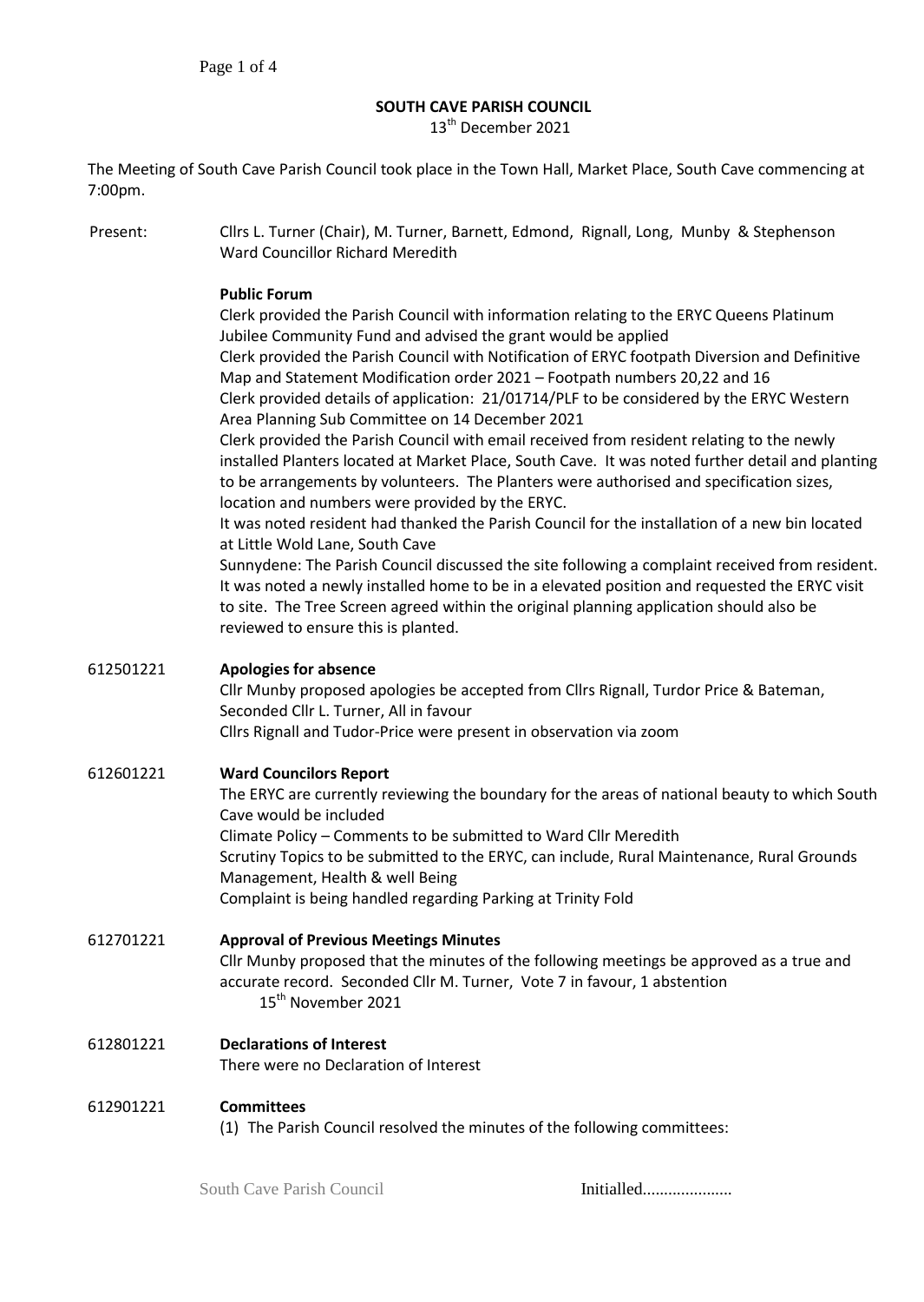**SOUTH CAVE PARISH COUNCIL**

13th December 2021

The Meeting of South Cave Parish Council took place in the Town Hall, Market Place, South Cave commencing at 7:00pm.

Present: Cllrs L. Turner (Chair), M. Turner, Barnett, Edmond, Rignall, Long, Munby & Stephenson
Ward Councillor Richard Meredith

**Public Forum**

Clerk provided the Parish Council with information relating to the ERYC Queens Platinum Jubilee Community Fund and advised the grant would be applied

Clerk provided the Parish Council with Notification of ERYC footpath Diversion and Definitive Map and Statement Modification order 2021 – Footpath numbers 20,22 and 16

Clerk provided details of application: 21/01714/PLF to be considered by the ERYC Western Area Planning Sub Committee on 14 December 2021

Clerk provided the Parish Council with email received from resident relating to the newly installed Planters located at Market Place, South Cave. It was noted further detail and planting to be arrangements by volunteers. The Planters were authorised and specification sizes, location and numbers were provided by the ERYC.

It was noted resident had thanked the Parish Council for the installation of a new bin located at Little Wold Lane, South Cave

Sunnydene: The Parish Council discussed the site following a complaint received from resident. It was noted a newly installed home to be in a elevated position and requested the ERYC visit to site. The Tree Screen agreed within the original planning application should also be reviewed to ensure this is planted.

612501221 **Apologies for absence**

Cllr Munby proposed apologies be accepted from Cllrs Rignall, Turdor Price & Bateman, Seconded Cllr L. Turner, All in favour

Cllrs Rignall and Tudor-Price were present in observation via zoom

612601221 **Ward Councilors Report**

The ERYC are currently reviewing the boundary for the areas of national beauty to which South Cave would be included

Climate Policy – Comments to be submitted to Ward Cllr Meredith

Scrutiny Topics to be submitted to the ERYC, can include, Rural Maintenance, Rural Grounds Management, Health & well Being

Complaint is being handled regarding Parking at Trinity Fold

612701221 **Approval of Previous Meetings Minutes**

Cllr Munby proposed that the minutes of the following meetings be approved as a true and accurate record. Seconded Cllr M. Turner, Vote 7 in favour, 1 abstention

15th November 2021

612801221 **Declarations of Interest**

There were no Declaration of Interest

612901221 **Committees**

(1) The Parish Council resolved the minutes of the following committees:

South Cave Parish Council Initialled.....................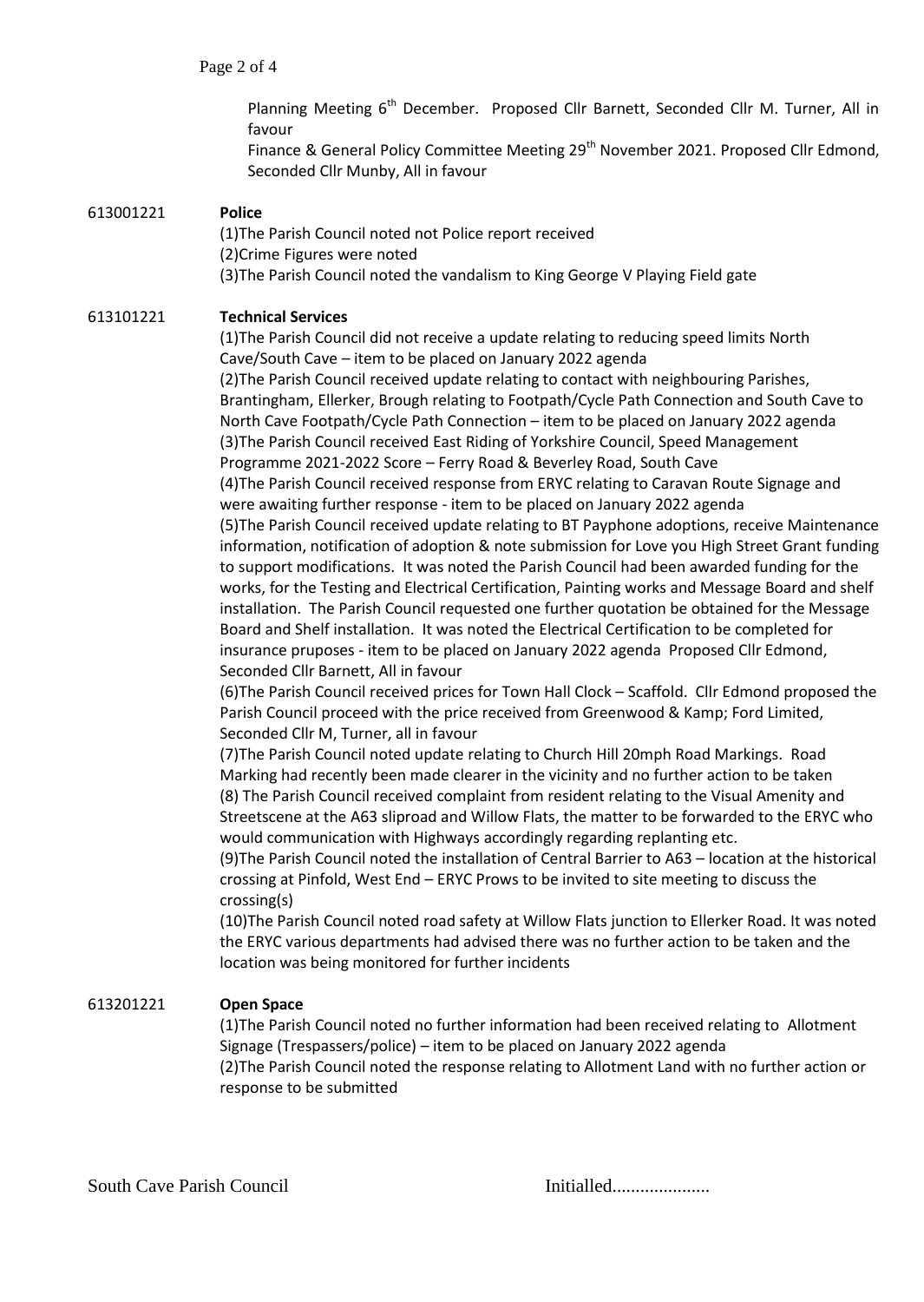Planning Meeting 6th December. Proposed Cllr Barnett, Seconded Cllr M. Turner, All in favour

Finance & General Policy Committee Meeting 29th November 2021. Proposed Cllr Edmond, Seconded Cllr Munby, All in favour

613001221 **Police**

(1)The Parish Council noted not Police report received
(2)Crime Figures were noted
(3)The Parish Council noted the vandalism to King George V Playing Field gate

613101221 **Technical Services**

(1)The Parish Council did not receive a update relating to reducing speed limits North Cave/South Cave – item to be placed on January 2022 agenda
(2)The Parish Council received update relating to contact with neighbouring Parishes, Brantingham, Ellerker, Brough relating to Footpath/Cycle Path Connection and South Cave to North Cave Footpath/Cycle Path Connection – item to be placed on January 2022 agenda
(3)The Parish Council received East Riding of Yorkshire Council, Speed Management Programme 2021-2022 Score – Ferry Road & Beverley Road, South Cave
(4)The Parish Council received response from ERYC relating to Caravan Route Signage and were awaiting further response - item to be placed on January 2022 agenda
(5)The Parish Council received update relating to BT Payphone adoptions, receive Maintenance information, notification of adoption & note submission for Love you High Street Grant funding to support modifications. It was noted the Parish Council had been awarded funding for the works, for the Testing and Electrical Certification, Painting works and Message Board and shelf installation. The Parish Council requested one further quotation be obtained for the Message Board and Shelf installation. It was noted the Electrical Certification to be completed for insurance pruposes - item to be placed on January 2022 agenda Proposed Cllr Edmond, Seconded Cllr Barnett, All in favour
(6)The Parish Council received prices for Town Hall Clock – Scaffold. Cllr Edmond proposed the Parish Council proceed with the price received from Greenwood & Kamp; Ford Limited, Seconded Cllr M, Turner, all in favour
(7)The Parish Council noted update relating to Church Hill 20mph Road Markings. Road Marking had recently been made clearer in the vicinity and no further action to be taken
(8) The Parish Council received complaint from resident relating to the Visual Amenity and Streetscene at the A63 sliproad and Willow Flats, the matter to be forwarded to the ERYC who would communication with Highways accordingly regarding replanting etc.
(9)The Parish Council noted the installation of Central Barrier to A63 – location at the historical crossing at Pinfold, West End – ERYC Prows to be invited to site meeting to discuss the crossing(s)
(10)The Parish Council noted road safety at Willow Flats junction to Ellerker Road. It was noted the ERYC various departments had advised there was no further action to be taken and the location was being monitored for further incidents

613201221 **Open Space**

(1)The Parish Council noted no further information had been received relating to Allotment Signage (Trespassers/police) – item to be placed on January 2022 agenda
(2)The Parish Council noted the response relating to Allotment Land with no further action or response to be submitted

South Cave Parish Council Initialled....................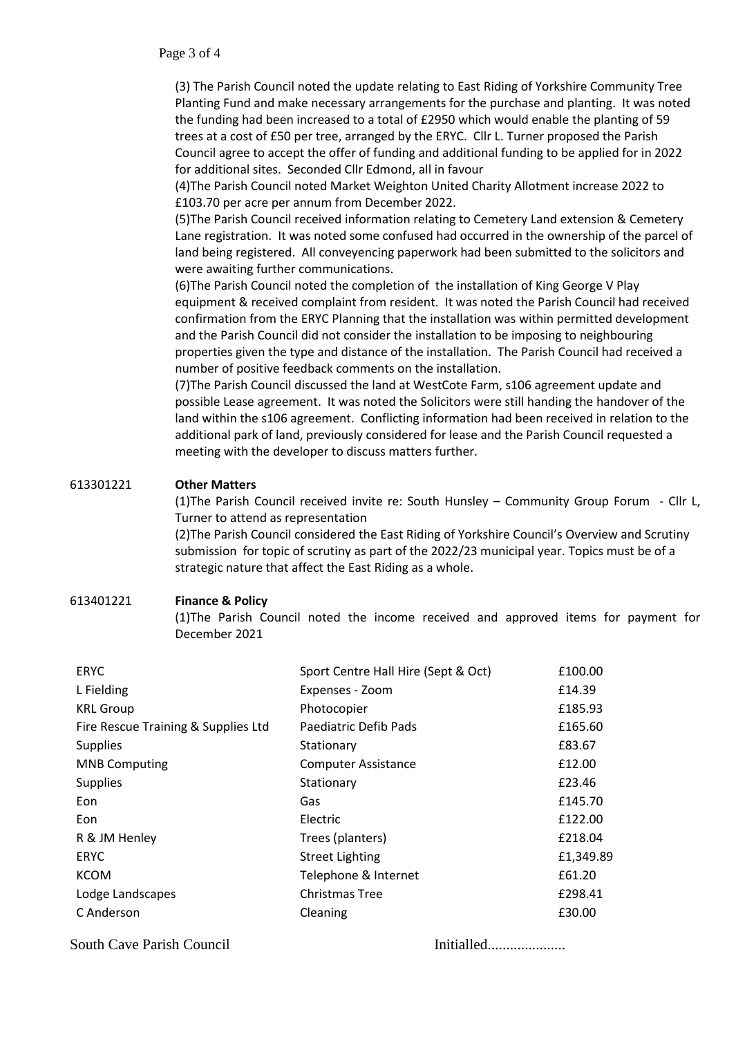(3) The Parish Council noted the update relating to East Riding of Yorkshire Community Tree Planting Fund and make necessary arrangements for the purchase and planting. It was noted the funding had been increased to a total of £2950 which would enable the planting of 59 trees at a cost of £50 per tree, arranged by the ERYC. Cllr L. Turner proposed the Parish Council agree to accept the offer of funding and additional funding to be applied for in 2022 for additional sites. Seconded Cllr Edmond, all in favour

(4)The Parish Council noted Market Weighton United Charity Allotment increase 2022 to £103.70 per acre per annum from December 2022.

(5)The Parish Council received information relating to Cemetery Land extension & Cemetery Lane registration. It was noted some confused had occurred in the ownership of the parcel of land being registered. All conveyencing paperwork had been submitted to the solicitors and were awaiting further communications.

(6)The Parish Council noted the completion of the installation of King George V Play equipment & received complaint from resident. It was noted the Parish Council had received confirmation from the ERYC Planning that the installation was within permitted development and the Parish Council did not consider the installation to be imposing to neighbouring properties given the type and distance of the installation. The Parish Council had received a number of positive feedback comments on the installation.

(7)The Parish Council discussed the land at WestCote Farm, s106 agreement update and possible Lease agreement. It was noted the Solicitors were still handing the handover of the land within the s106 agreement. Conflicting information had been received in relation to the additional park of land, previously considered for lease and the Parish Council requested a meeting with the developer to discuss matters further.

613301221 **Other Matters**

(1)The Parish Council received invite re: South Hunsley – Community Group Forum - Cllr L, Turner to attend as representation

(2)The Parish Council considered the East Riding of Yorkshire Council's Overview and Scrutiny submission for topic of scrutiny as part of the 2022/23 municipal year. Topics must be of a strategic nature that affect the East Riding as a whole.

613401221 **Finance & Policy**

(1)The Parish Council noted the income received and approved items for payment for December 2021

| | | |
|---|---|---|
| ERYC | Sport Centre Hall Hire (Sept & Oct) | £100.00 |
| L Fielding | Expenses - Zoom | £14.39 |
| KRL Group | Photocopier | £185.93 |
| Fire Rescue Training & Supplies Ltd | Paediatric Defib Pads | £165.60 |
| Supplies | Stationary | £83.67 |
| MNB Computing | Computer Assistance | £12.00 |
| Supplies | Stationary | £23.46 |
| Eon | Gas | £145.70 |
| Eon | Electric | £122.00 |
| R & JM Henley | Trees (planters) | £218.04 |
| ERYC | Street Lighting | £1,349.89 |
| KCOM | Telephone & Internet | £61.20 |
| Lodge Landscapes | Christmas Tree | £298.41 |
| C Anderson | Cleaning | £30.00 |

South Cave Parish Council Initialled.....................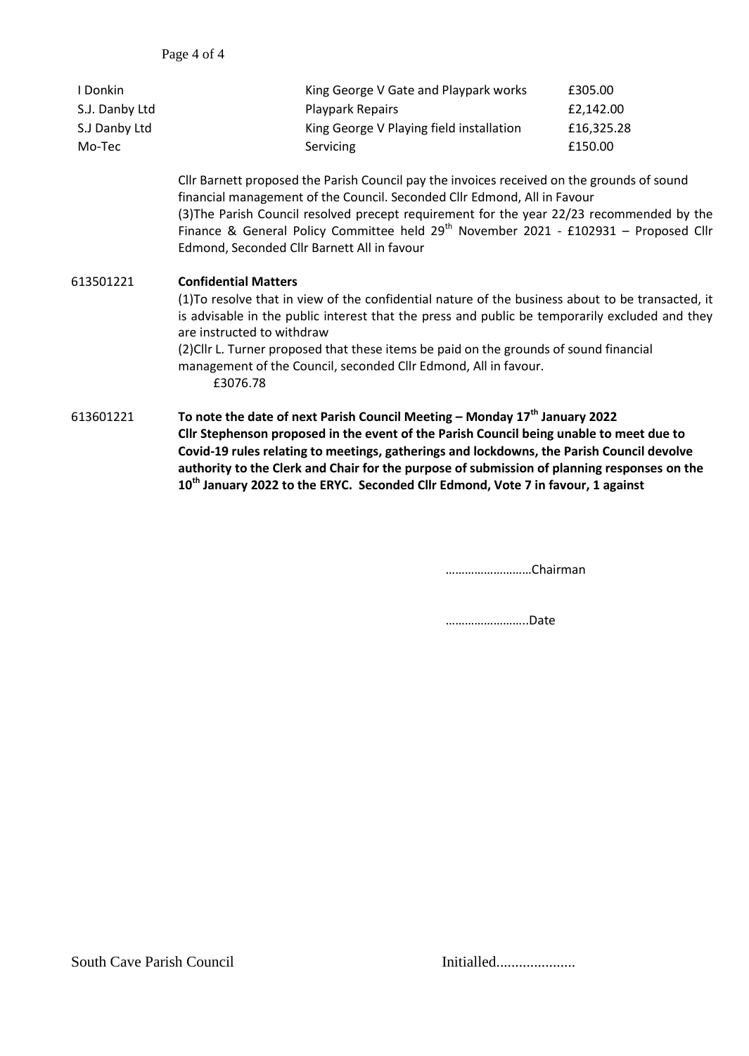| | | |
|---|---|---|
| I Donkin | King George V Gate and Playpark works | £305.00 |
| S.J. Danby Ltd | Playpark Repairs | £2,142.00 |
| S.J Danby Ltd | King George V Playing field installation | £16,325.28 |
| Mo-Tec | Servicing | £150.00 |

Cllr Barnett proposed the Parish Council pay the invoices received on the grounds of sound financial management of the Council. Seconded Cllr Edmond, All in Favour

(3)The Parish Council resolved precept requirement for the year 22/23 recommended by the Finance & General Policy Committee held 29th November 2021 - £102931 – Proposed Cllr Edmond, Seconded Cllr Barnett All in favour

613501221 **Confidential Matters**

(1)To resolve that in view of the confidential nature of the business about to be transacted, it is advisable in the public interest that the press and public be temporarily excluded and they are instructed to withdraw

(2)Cllr L. Turner proposed that these items be paid on the grounds of sound financial management of the Council, seconded Cllr Edmond, All in favour.

£3076.78

613601221 **To note the date of next Parish Council Meeting – Monday 17th January 2022**

**Cllr Stephenson proposed in the event of the Parish Council being unable to meet due to Covid-19 rules relating to meetings, gatherings and lockdowns, the Parish Council devolve authority to the Clerk and Chair for the purpose of submission of planning responses on the 10th January 2022 to the ERYC. Seconded Cllr Edmond, Vote 7 in favour, 1 against**

……………………Chairman

……………………..Date

South Cave Parish Council Initialled....................